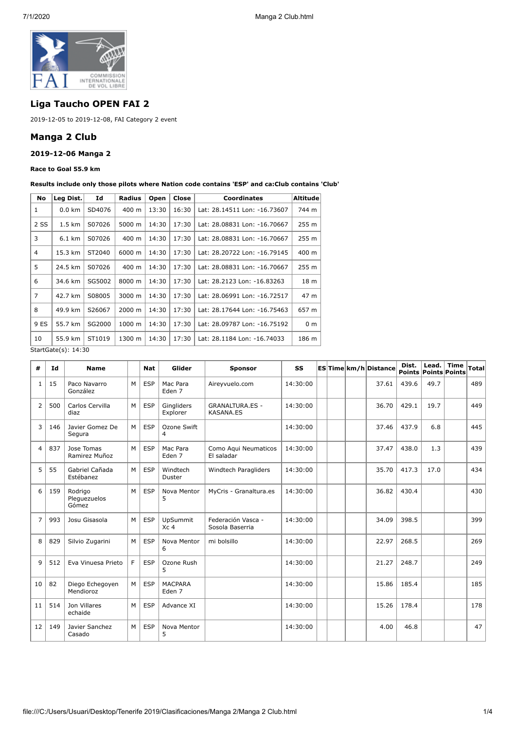## Liga Taucho OPEN FAI 2

2019-12-05 to 2019-12-08, FAI Category 2 event

## Manga 2 Club

### 2019-12-06 Manga 2

**Race to Goal 55.9 km**

**Results include only those pilots where Nation code contains 'ESP' and ca:Club contains 'Club'**

| No | Leg Dist. | Id | Radius | Open | Close | Coordinates | Altitude |
|---|---|---|---|---|---|---|---|
| 1 | 0.0 km | SD4076 | 400 m | 13:30 | 16:30 | Lat: 28.14511 Lon: -16.73607 | 744 m |
| 2 SS | 1.5 km | S07026 | 5000 m | 14:30 | 17:30 | Lat: 28.08831 Lon: -16.70667 | 255 m |
| 3 | 6.1 km | S07026 | 400 m | 14:30 | 17:30 | Lat: 28.08831 Lon: -16.70667 | 255 m |
| 4 | 15.3 km | ST2040 | 6000 m | 14:30 | 17:30 | Lat: 28.20722 Lon: -16.79145 | 400 m |
| 5 | 24.5 km | S07026 | 400 m | 14:30 | 17:30 | Lat: 28.08831 Lon: -16.70667 | 255 m |
| 6 | 34.6 km | SG5002 | 8000 m | 14:30 | 17:30 | Lat: 28.2123 Lon: -16.83263 | 18 m |
| 7 | 42.7 km | S08005 | 3000 m | 14:30 | 17:30 | Lat: 28.06991 Lon: -16.72517 | 47 m |
| 8 | 49.9 km | S26067 | 2000 m | 14:30 | 17:30 | Lat: 28.17644 Lon: -16.75463 | 657 m |
| 9 ES | 55.7 km | SG2000 | 1000 m | 14:30 | 17:30 | Lat: 28.09787 Lon: -16.75192 | 0 m |
| 10 | 55.9 km | ST1019 | 1300 m | 14:30 | 17:30 | Lat: 28.1184 Lon: -16.74033 | 186 m |

StartGate(s): 14:30

| # | Id | Name | | Nat | Glider | Sponsor | SS | ES | Time | km/h | Distance | Dist. Points | Lead. Points | Time Points | Total |
|---|---|---|---|---|---|---|---|---|---|---|---|---|---|---|---|
| 1 | 15 | Paco Navarro González | M | ESP | Mac Para Eden 7 | Aireyvuelo.com | 14:30:00 | | | | 37.61 | 439.6 | 49.7 | | 489 |
| 2 | 500 | Carlos Cervilla diaz | M | ESP | Gingliders Explorer | GRANALTURA.ES - KASANA.ES | 14:30:00 | | | | 36.70 | 429.1 | 19.7 | | 449 |
| 3 | 146 | Javier Gomez De Segura | M | ESP | Ozone Swift 4 | | 14:30:00 | | | | 37.46 | 437.9 | 6.8 | | 445 |
| 4 | 837 | Jose Tomas Ramirez Muñoz | M | ESP | Mac Para Eden 7 | Como Aqui Neumaticos El saladar | 14:30:00 | | | | 37.47 | 438.0 | 1.3 | | 439 |
| 5 | 55 | Gabriel Cañada Estébanez | M | ESP | Windtech Duster | Windtech Paragliders | 14:30:00 | | | | 35.70 | 417.3 | 17.0 | | 434 |
| 6 | 159 | Rodrigo Pleguezuelos Gómez | M | ESP | Nova Mentor 5 | MyCris - Granaltura.es | 14:30:00 | | | | 36.82 | 430.4 | | | 430 |
| 7 | 993 | Josu Gisasola | M | ESP | UpSummit Xc 4 | Federación Vasca - Sosola Baserria | 14:30:00 | | | | 34.09 | 398.5 | | | 399 |
| 8 | 829 | Silvio Zugarini | M | ESP | Nova Mentor 6 | mi bolsillo | 14:30:00 | | | | 22.97 | 268.5 | | | 269 |
| 9 | 512 | Eva Vinuesa Prieto | F | ESP | Ozone Rush 5 | | 14:30:00 | | | | 21.27 | 248.7 | | | 249 |
| 10 | 82 | Diego Echegoyen Mendioroz | M | ESP | MACPARA Eden 7 | | 14:30:00 | | | | 15.86 | 185.4 | | | 185 |
| 11 | 514 | Jon Villares echaide | M | ESP | Advance XI | | 14:30:00 | | | | 15.26 | 178.4 | | | 178 |
| 12 | 149 | Javier Sanchez Casado | M | ESP | Nova Mentor 5 | | 14:30:00 | | | | 4.00 | 46.8 | | | 47 |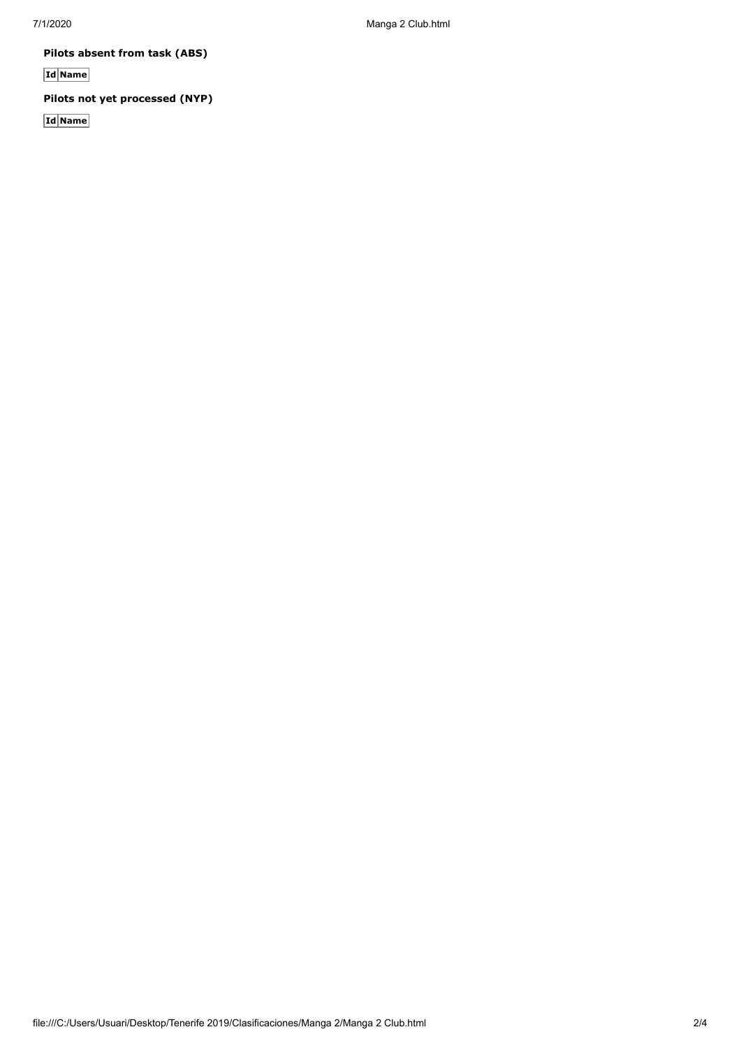**Pilots absent from task (ABS)**

| Id | Name |
| --- | --- |

**Pilots not yet processed (NYP)**

| Id | Name |
| --- | --- |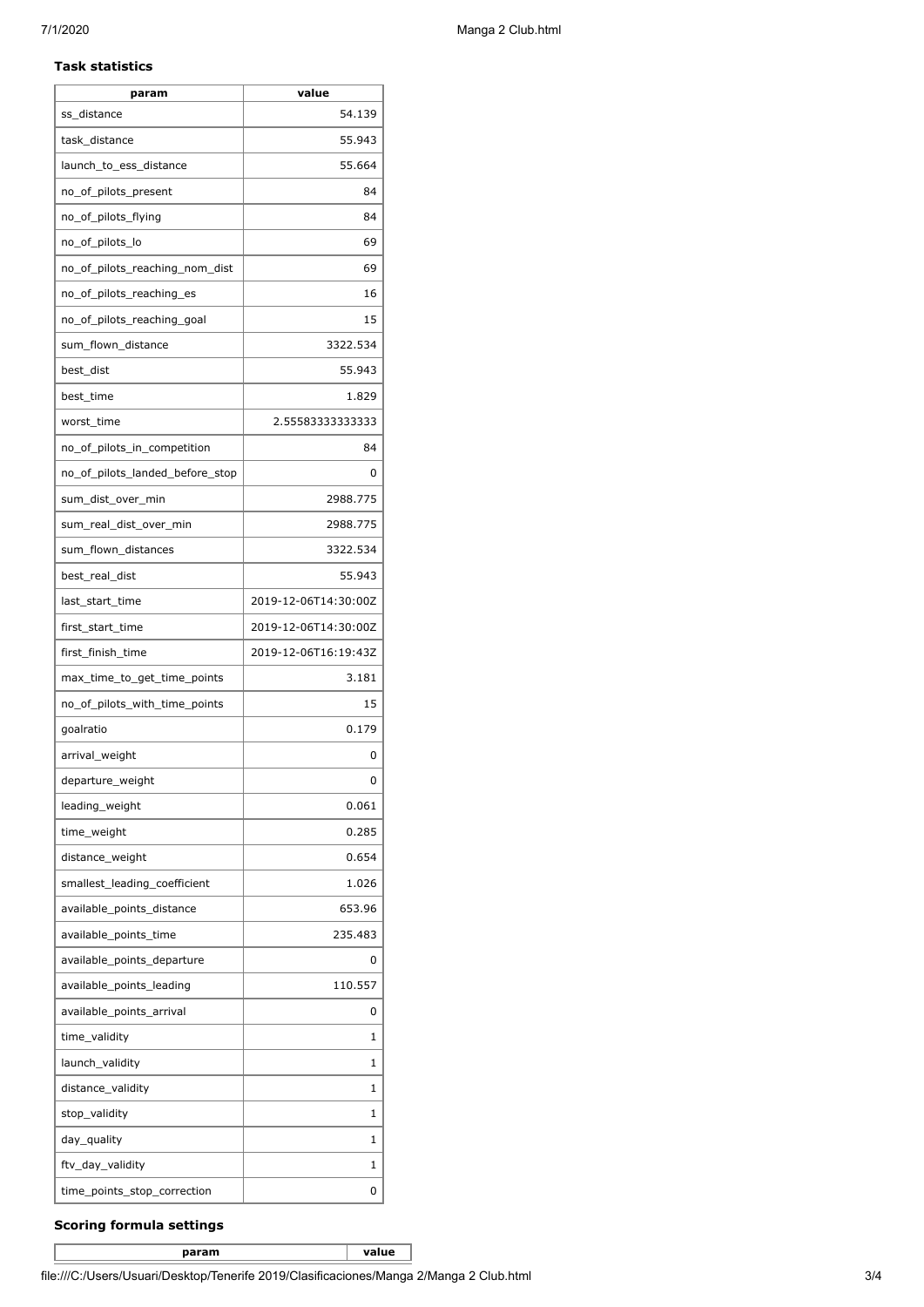### Task statistics

| param | value |
|---|---|
| ss_distance | 54.139 |
| task_distance | 55.943 |
| launch_to_ess_distance | 55.664 |
| no_of_pilots_present | 84 |
| no_of_pilots_flying | 84 |
| no_of_pilots_lo | 69 |
| no_of_pilots_reaching_nom_dist | 69 |
| no_of_pilots_reaching_es | 16 |
| no_of_pilots_reaching_goal | 15 |
| sum_flown_distance | 3322.534 |
| best_dist | 55.943 |
| best_time | 1.829 |
| worst_time | 2.55583333333333 |
| no_of_pilots_in_competition | 84 |
| no_of_pilots_landed_before_stop | 0 |
| sum_dist_over_min | 2988.775 |
| sum_real_dist_over_min | 2988.775 |
| sum_flown_distances | 3322.534 |
| best_real_dist | 55.943 |
| last_start_time | 2019-12-06T14:30:00Z |
| first_start_time | 2019-12-06T14:30:00Z |
| first_finish_time | 2019-12-06T16:19:43Z |
| max_time_to_get_time_points | 3.181 |
| no_of_pilots_with_time_points | 15 |
| goalratio | 0.179 |
| arrival_weight | 0 |
| departure_weight | 0 |
| leading_weight | 0.061 |
| time_weight | 0.285 |
| distance_weight | 0.654 |
| smallest_leading_coefficient | 1.026 |
| available_points_distance | 653.96 |
| available_points_time | 235.483 |
| available_points_departure | 0 |
| available_points_leading | 110.557 |
| available_points_arrival | 0 |
| time_validity | 1 |
| launch_validity | 1 |
| distance_validity | 1 |
| stop_validity | 1 |
| day_quality | 1 |
| ftv_day_validity | 1 |
| time_points_stop_correction | 0 |

### Scoring formula settings

| param | value |
|---|---|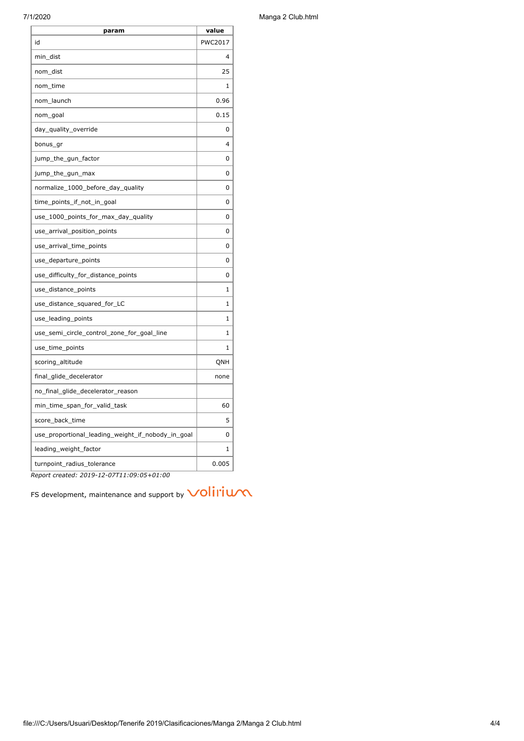| param | value |
| --- | --- |
| id | PWC2017 |
| min_dist | 4 |
| nom_dist | 25 |
| nom_time | 1 |
| nom_launch | 0.96 |
| nom_goal | 0.15 |
| day_quality_override | 0 |
| bonus_gr | 4 |
| jump_the_gun_factor | 0 |
| jump_the_gun_max | 0 |
| normalize_1000_before_day_quality | 0 |
| time_points_if_not_in_goal | 0 |
| use_1000_points_for_max_day_quality | 0 |
| use_arrival_position_points | 0 |
| use_arrival_time_points | 0 |
| use_departure_points | 0 |
| use_difficulty_for_distance_points | 0 |
| use_distance_points | 1 |
| use_distance_squared_for_LC | 1 |
| use_leading_points | 1 |
| use_semi_circle_control_zone_for_goal_line | 1 |
| use_time_points | 1 |
| scoring_altitude | QNH |
| final_glide_decelerator | none |
| no_final_glide_decelerator_reason | |
| min_time_span_for_valid_task | 60 |
| score_back_time | 5 |
| use_proportional_leading_weight_if_nobody_in_goal | 0 |
| leading_weight_factor | 1 |
| turnpoint_radius_tolerance | 0.005 |

*Report created: 2019-12-07T11:09:05+01:00*

FS development, maintenance and support by volirium